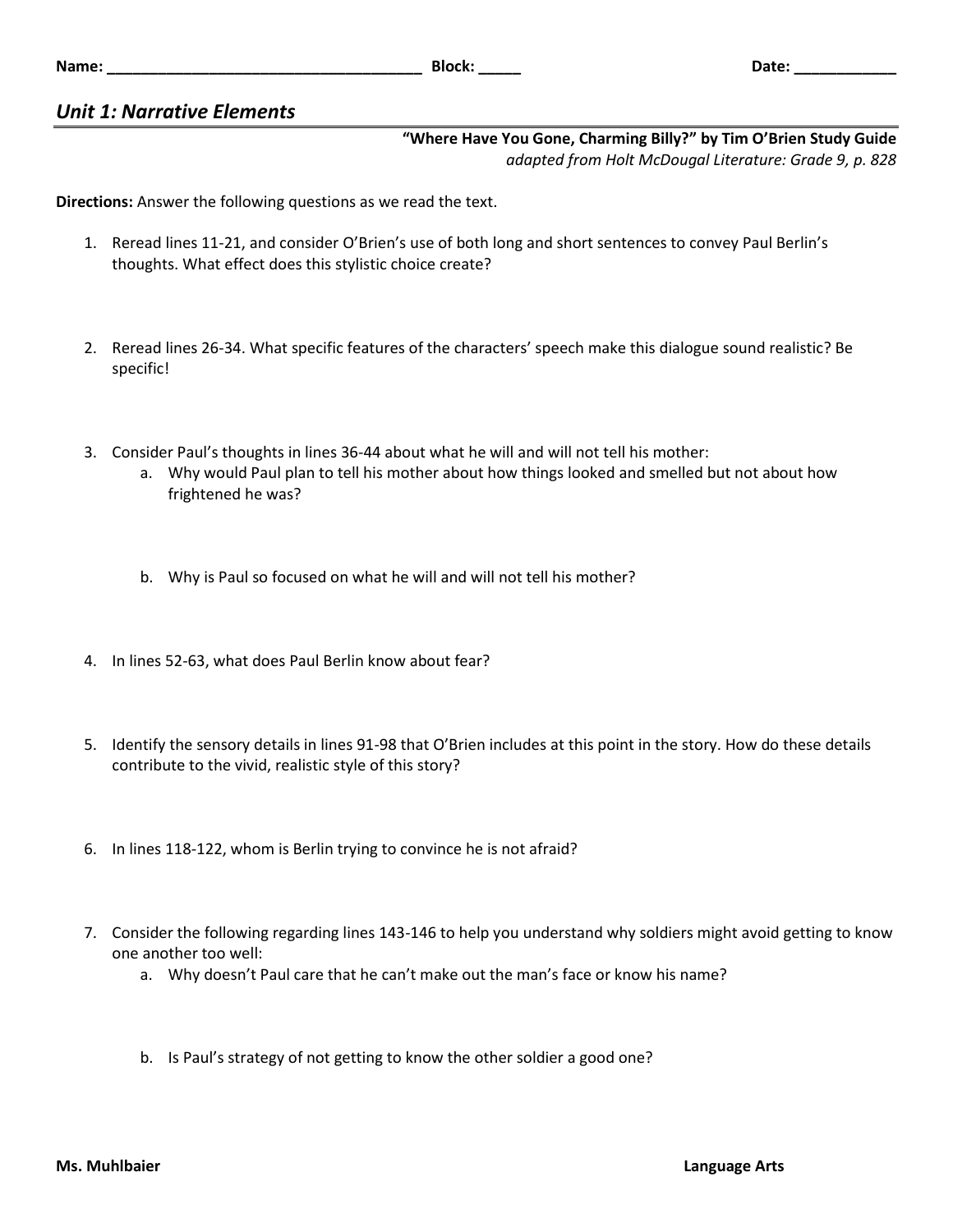Name: ____________________________________ Block: _____ Date: ____________

## *Unit 1: Narrative Elements*

**"Where Have You Gone, Charming Billy?" by Tim O'Brien Study Guide**
*adapted from Holt McDougal Literature: Grade 9, p. 828*

**Directions:** Answer the following questions as we read the text.

1. Reread lines 11-21, and consider O'Brien's use of both long and short sentences to convey Paul Berlin's thoughts. What effect does this stylistic choice create?

2. Reread lines 26-34. What specific features of the characters' speech make this dialogue sound realistic? Be specific!

3. Consider Paul's thoughts in lines 36-44 about what he will and will not tell his mother:
   a. Why would Paul plan to tell his mother about how things looked and smelled but not about how frightened he was?

   b. Why is Paul so focused on what he will and will not tell his mother?

4. In lines 52-63, what does Paul Berlin know about fear?

5. Identify the sensory details in lines 91-98 that O'Brien includes at this point in the story. How do these details contribute to the vivid, realistic style of this story?

6. In lines 118-122, whom is Berlin trying to convince he is not afraid?

7. Consider the following regarding lines 143-146 to help you understand why soldiers might avoid getting to know one another too well:
   a. Why doesn't Paul care that he can't make out the man's face or know his name?

   b. Is Paul's strategy of not getting to know the other soldier a good one?

Ms. Muhlbaier Language Arts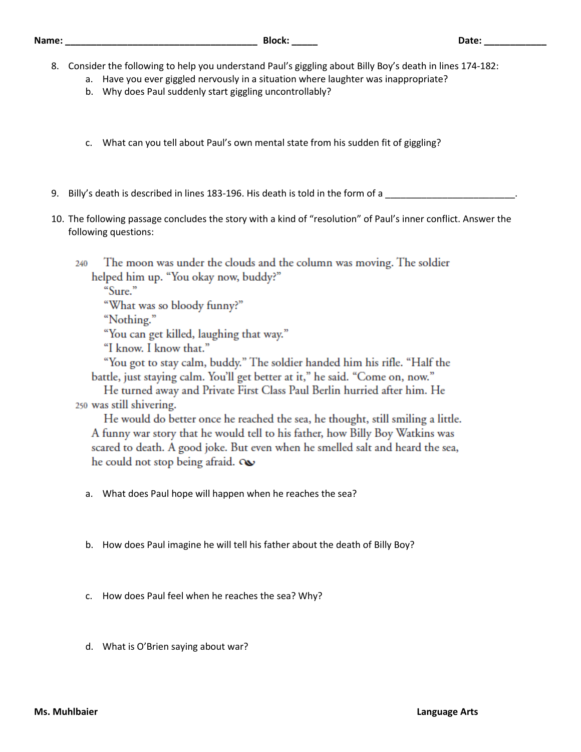Name: ______________________________________ Block: _____ Date: ____________

8. Consider the following to help you understand Paul's giggling about Billy Boy's death in lines 174-182:
   a. Have you ever giggled nervously in a situation where laughter was inappropriate?
   b. Why does Paul suddenly start giggling uncontrollably?

   c. What can you tell about Paul's own mental state from his sudden fit of giggling?

9. Billy's death is described in lines 183-196. His death is told in the form of a _________________________.

10. The following passage concludes the story with a kind of "resolution" of Paul's inner conflict. Answer the following questions:

> 240 The moon was under the clouds and the column was moving. The soldier helped him up. "You okay now, buddy?"
> "Sure."
> "What was so bloody funny?"
> "Nothing."
> "You can get killed, laughing that way."
> "I know. I know that."
> "You got to stay calm, buddy." The soldier handed him his rifle. "Half the battle, just staying calm. You'll get better at it," he said. "Come on, now."
> He turned away and Private First Class Paul Berlin hurried after him. He
> 250 was still shivering.
> He would do better once he reached the sea, he thought, still smiling a little. A funny war story that he would tell to his father, how Billy Boy Watkins was scared to death. A good joke. But even when he smelled salt and heard the sea, he could not stop being afraid.

   a. What does Paul hope will happen when he reaches the sea?

   b. How does Paul imagine he will tell his father about the death of Billy Boy?

   c. How does Paul feel when he reaches the sea? Why?

   d. What is O'Brien saying about war?

Ms. Muhlbaier Language Arts